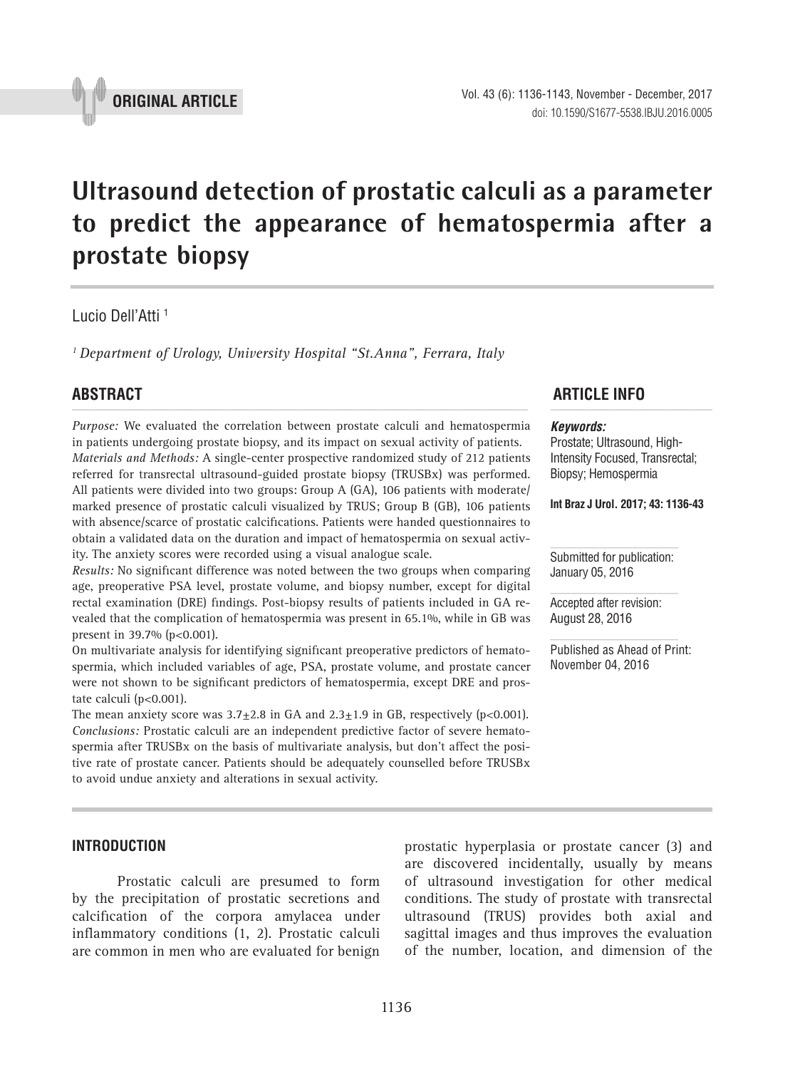ORIGINAL ARTICLE

# Ultrasound detection of prostatic calculi as a parameter to predict the appearance of hematospermia after a prostate biopsy

Lucio Dell'Atti [1]

[1] *Department of Urology, University Hospital "St.Anna", Ferrara, Italy*

## ABSTRACT

*Purpose:* We evaluated the correlation between prostate calculi and hematospermia in patients undergoing prostate biopsy, and its impact on sexual activity of patients.

*Materials and Methods:* A single-center prospective randomized study of 212 patients referred for transrectal ultrasound-guided prostate biopsy (TRUSBx) was performed. All patients were divided into two groups: Group A (GA), 106 patients with moderate/marked presence of prostatic calculi visualized by TRUS; Group B (GB), 106 patients with absence/scarce of prostatic calcifications. Patients were handed questionnaires to obtain a validated data on the duration and impact of hematospermia on sexual activity. The anxiety scores were recorded using a visual analogue scale.

*Results:* No significant difference was noted between the two groups when comparing age, preoperative PSA level, prostate volume, and biopsy number, except for digital rectal examination (DRE) findings. Post-biopsy results of patients included in GA revealed that the complication of hematospermia was present in 65.1%, while in GB was present in 39.7% ($p<0.001$).

On multivariate analysis for identifying significant preoperative predictors of hematospermia, which included variables of age, PSA, prostate volume, and prostate cancer were not shown to be significant predictors of hematospermia, except DRE and prostate calculi ($p<0.001$).

The mean anxiety score was $3.7\pm2.8$ in GA and $2.3\pm1.9$ in GB, respectively ($p<0.001$).

*Conclusions:* Prostatic calculi are an independent predictive factor of severe hematospermia after TRUSBx on the basis of multivariate analysis, but don't affect the positive rate of prostate cancer. Patients should be adequately counselled before TRUSBx to avoid undue anxiety and alterations in sexual activity.

## ARTICLE INFO

***Keywords:***
Prostate; Ultrasound, High-Intensity Focused, Transrectal; Biopsy; Hemospermia

**Int Braz J Urol. 2017; 43: 1136-43**

Submitted for publication: January 05, 2016

Accepted after revision: August 28, 2016

Published as Ahead of Print: November 04, 2016

## INTRODUCTION

Prostatic calculi are presumed to form by the precipitation of prostatic secretions and calcification of the corpora amylacea under inflammatory conditions (1, 2). Prostatic calculi are common in men who are evaluated for benign prostatic hyperplasia or prostate cancer (3) and are discovered incidentally, usually by means of ultrasound investigation for other medical conditions. The study of prostate with transrectal ultrasound (TRUS) provides both axial and sagittal images and thus improves the evaluation of the number, location, and dimension of the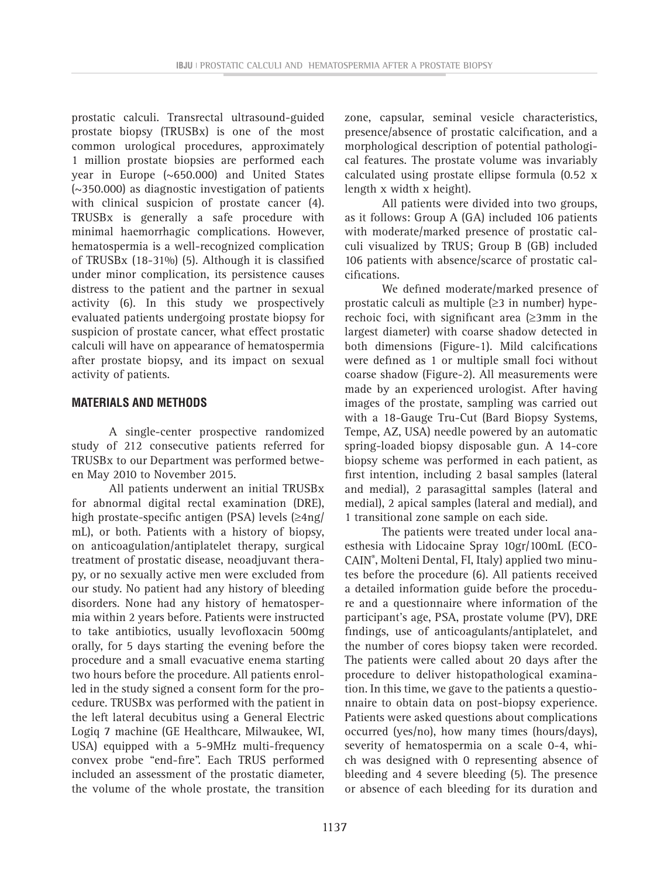prostatic calculi. Transrectal ultrasound-guided prostate biopsy (TRUSBx) is one of the most common urological procedures, approximately 1 million prostate biopsies are performed each year in Europe (~650.000) and United States (~350.000) as diagnostic investigation of patients with clinical suspicion of prostate cancer (4). TRUSBx is generally a safe procedure with minimal haemorrhagic complications. However, hematospermia is a well-recognized complication of TRUSBx (18-31%) (5). Although it is classified under minor complication, its persistence causes distress to the patient and the partner in sexual activity (6). In this study we prospectively evaluated patients undergoing prostate biopsy for suspicion of prostate cancer, what effect prostatic calculi will have on appearance of hematospermia after prostate biopsy, and its impact on sexual activity of patients.

## MATERIALS AND METHODS

A single-center prospective randomized study of 212 consecutive patients referred for TRUSBx to our Department was performed between May 2010 to November 2015.

All patients underwent an initial TRUSBx for abnormal digital rectal examination (DRE), high prostate-specific antigen (PSA) levels (≥4ng/mL), or both. Patients with a history of biopsy, on anticoagulation/antiplatelet therapy, surgical treatment of prostatic disease, neoadjuvant therapy, or no sexually active men were excluded from our study. No patient had any history of bleeding disorders. None had any history of hematospermia within 2 years before. Patients were instructed to take antibiotics, usually levofloxacin 500mg orally, for 5 days starting the evening before the procedure and a small evacuative enema starting two hours before the procedure. All patients enrolled in the study signed a consent form for the procedure. TRUSBx was performed with the patient in the left lateral decubitus using a General Electric Logiq 7 machine (GE Healthcare, Milwaukee, WI, USA) equipped with a 5-9MHz multi-frequency convex probe "end-fire". Each TRUS performed included an assessment of the prostatic diameter, the volume of the whole prostate, the transition zone, capsular, seminal vesicle characteristics, presence/absence of prostatic calcification, and a morphological description of potential pathological features. The prostate volume was invariably calculated using prostate ellipse formula (0.52 x length x width x height).

All patients were divided into two groups, as it follows: Group A (GA) included 106 patients with moderate/marked presence of prostatic calculi visualized by TRUS; Group B (GB) included 106 patients with absence/scarce of prostatic calcifications.

We defined moderate/marked presence of prostatic calculi as multiple (≥3 in number) hyperechoic foci, with significant area (≥3mm in the largest diameter) with coarse shadow detected in both dimensions (Figure-1). Mild calcifications were defined as 1 or multiple small foci without coarse shadow (Figure-2). All measurements were made by an experienced urologist. After having images of the prostate, sampling was carried out with a 18-Gauge Tru-Cut (Bard Biopsy Systems, Tempe, AZ, USA) needle powered by an automatic spring-loaded biopsy disposable gun. A 14-core biopsy scheme was performed in each patient, as first intention, including 2 basal samples (lateral and medial), 2 parasagittal samples (lateral and medial), 2 apical samples (lateral and medial), and 1 transitional zone sample on each side.

The patients were treated under local anaesthesia with Lidocaine Spray 10gr/100mL (ECOCAIN®, Molteni Dental, FI, Italy) applied two minutes before the procedure (6). All patients received a detailed information guide before the procedure and a questionnaire where information of the participant's age, PSA, prostate volume (PV), DRE findings, use of anticoagulants/antiplatelet, and the number of cores biopsy taken were recorded. The patients were called about 20 days after the procedure to deliver histopathological examination. In this time, we gave to the patients a questionnaire to obtain data on post-biopsy experience. Patients were asked questions about complications occurred (yes/no), how many times (hours/days), severity of hematospermia on a scale 0-4, which was designed with 0 representing absence of bleeding and 4 severe bleeding (5). The presence or absence of each bleeding for its duration and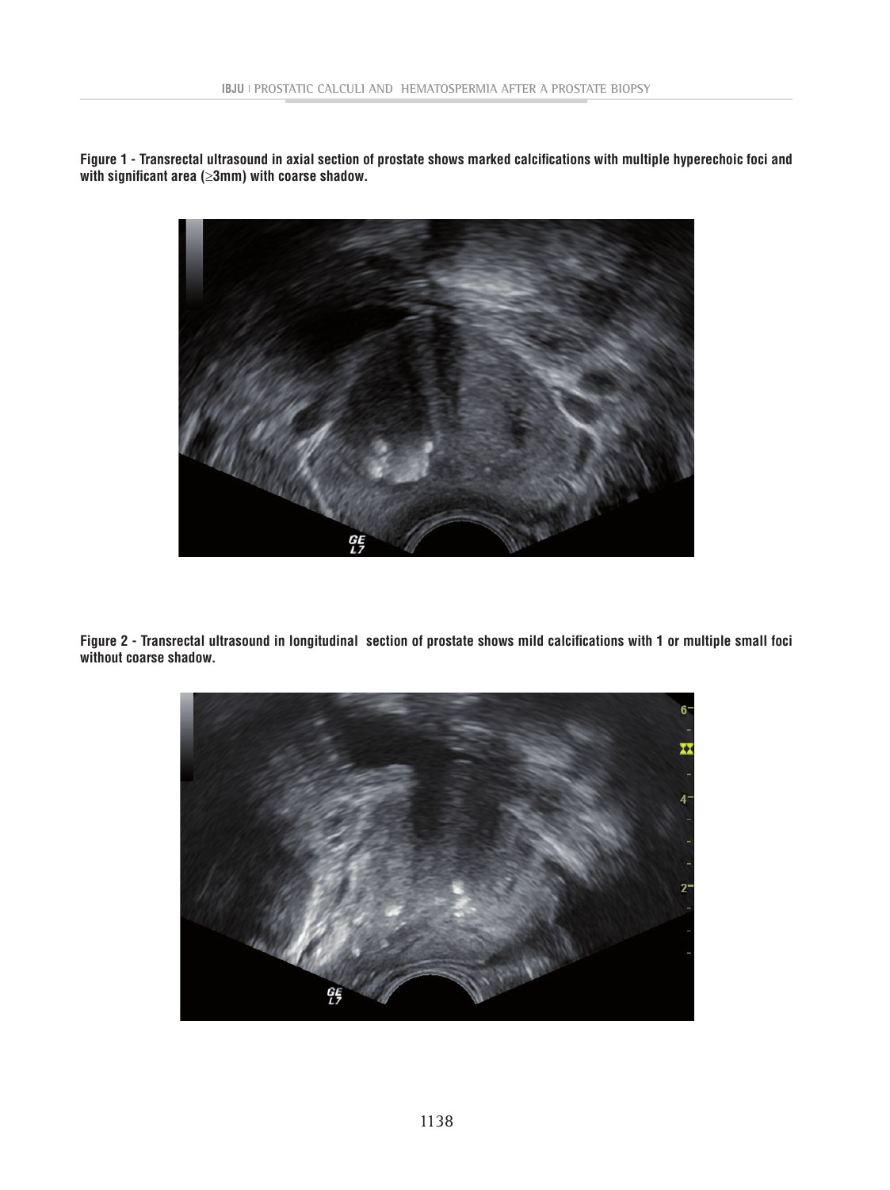**Figure 1 - Transrectal ultrasound in axial section of prostate shows marked calcifications with multiple hyperechoic foci and with significant area (≥3mm) with coarse shadow.**

**Figure 2 - Transrectal ultrasound in longitudinal section of prostate shows mild calcifications with 1 or multiple small foci without coarse shadow.**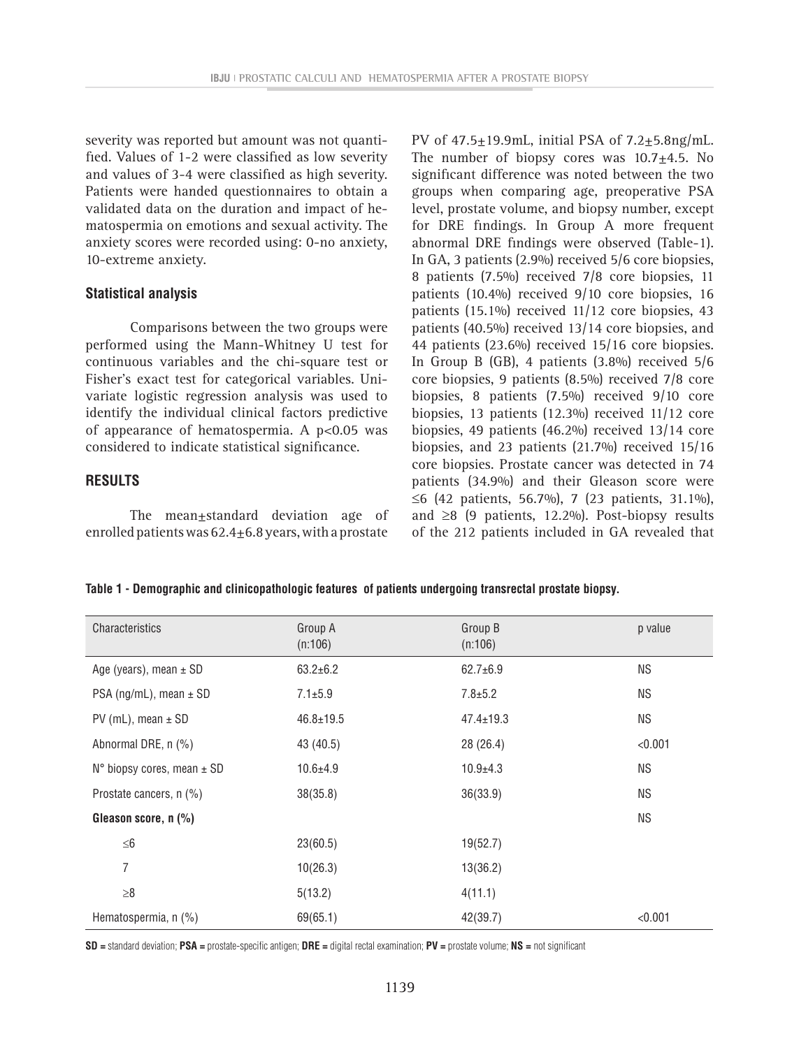severity was reported but amount was not quantified. Values of 1-2 were classified as low severity and values of 3-4 were classified as high severity. Patients were handed questionnaires to obtain a validated data on the duration and impact of hematospermia on emotions and sexual activity. The anxiety scores were recorded using: 0-no anxiety, 10-extreme anxiety.

### Statistical analysis

Comparisons between the two groups were performed using the Mann-Whitney U test for continuous variables and the chi-square test or Fisher's exact test for categorical variables. Univariate logistic regression analysis was used to identify the individual clinical factors predictive of appearance of hematospermia. A $p<0.05$ was considered to indicate statistical significance.

## RESULTS

The mean±standard deviation age of enrolled patients was 62.4±6.8 years, with a prostate PV of 47.5±19.9mL, initial PSA of 7.2±5.8ng/mL. The number of biopsy cores was 10.7±4.5. No significant difference was noted between the two groups when comparing age, preoperative PSA level, prostate volume, and biopsy number, except for DRE findings. In Group A more frequent abnormal DRE findings were observed (Table-1). In GA, 3 patients (2.9%) received 5/6 core biopsies, 8 patients (7.5%) received 7/8 core biopsies, 11 patients (10.4%) received 9/10 core biopsies, 16 patients (15.1%) received 11/12 core biopsies, 43 patients (40.5%) received 13/14 core biopsies, and 44 patients (23.6%) received 15/16 core biopsies. In Group B (GB), 4 patients (3.8%) received 5/6 core biopsies, 9 patients (8.5%) received 7/8 core biopsies, 8 patients (7.5%) received 9/10 core biopsies, 13 patients (12.3%) received 11/12 core biopsies, 49 patients (46.2%) received 13/14 core biopsies, and 23 patients (21.7%) received 15/16 core biopsies. Prostate cancer was detected in 74 patients (34.9%) and their Gleason score were ≤6 (42 patients, 56.7%), 7 (23 patients, 31.1%), and ≥8 (9 patients, 12.2%). Post-biopsy results of the 212 patients included in GA revealed that

**Table 1 - Demographic and clinicopathologic features of patients undergoing transrectal prostate biopsy.**

| Characteristics | Group A (n:106) | Group B (n:106) | p value |
|---|---|---|---|
| Age (years), mean ± SD | 63.2±6.2 | 62.7±6.9 | NS |
| PSA (ng/mL), mean ± SD | 7.1±5.9 | 7.8±5.2 | NS |
| PV (mL), mean ± SD | 46.8±19.5 | 47.4±19.3 | NS |
| Abnormal DRE, n (%) | 43 (40.5) | 28 (26.4) | <0.001 |
| N° biopsy cores, mean ± SD | 10.6±4.9 | 10.9±4.3 | NS |
| Prostate cancers, n (%) | 38(35.8) | 36(33.9) | NS |
| **Gleason score, n (%)** | | | NS |
| ≤6 | 23(60.5) | 19(52.7) | |
| 7 | 10(26.3) | 13(36.2) | |
| ≥8 | 5(13.2) | 4(11.1) | |
| Hematospermia, n (%) | 69(65.1) | 42(39.7) | <0.001 |

**SD =** standard deviation; **PSA =** prostate-specific antigen; **DRE =** digital rectal examination; **PV =** prostate volume; **NS =** not significant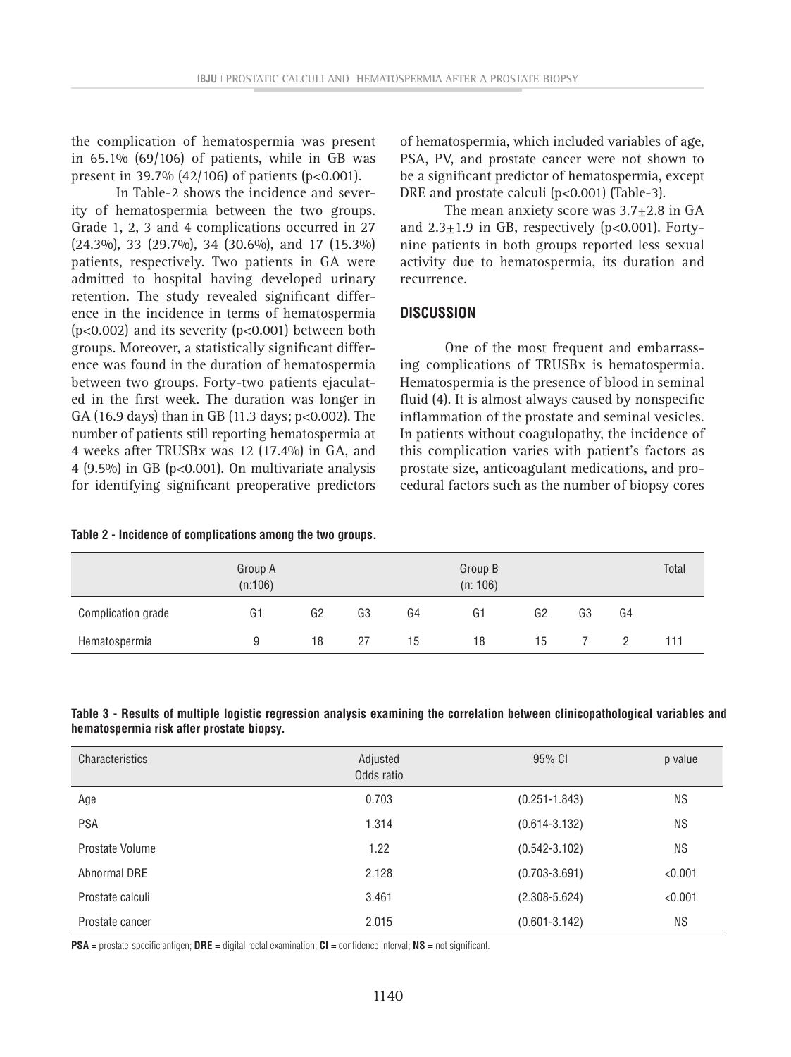the complication of hematospermia was present in 65.1% (69/106) of patients, while in GB was present in 39.7% (42/106) of patients (p<0.001).

In Table-2 shows the incidence and severity of hematospermia between the two groups. Grade 1, 2, 3 and 4 complications occurred in 27 (24.3%), 33 (29.7%), 34 (30.6%), and 17 (15.3%) patients, respectively. Two patients in GA were admitted to hospital having developed urinary retention. The study revealed significant difference in the incidence in terms of hematospermia (p<0.002) and its severity (p<0.001) between both groups. Moreover, a statistically significant difference was found in the duration of hematospermia between two groups. Forty-two patients ejaculated in the first week. The duration was longer in GA (16.9 days) than in GB (11.3 days; p<0.002). The number of patients still reporting hematospermia at 4 weeks after TRUSBx was 12 (17.4%) in GA, and 4 (9.5%) in GB (p<0.001). On multivariate analysis for identifying significant preoperative predictors of hematospermia, which included variables of age, PSA, PV, and prostate cancer were not shown to be a significant predictor of hematospermia, except DRE and prostate calculi (p<0.001) (Table-3).

The mean anxiety score was 3.7±2.8 in GA and 2.3±1.9 in GB, respectively (p<0.001). Forty-nine patients in both groups reported less sexual activity due to hematospermia, its duration and recurrence.

## DISCUSSION

One of the most frequent and embarrassing complications of TRUSBx is hematospermia. Hematospermia is the presence of blood in seminal fluid (4). It is almost always caused by nonspecific inflammation of the prostate and seminal vesicles. In patients without coagulopathy, the incidence of this complication varies with patient's factors as prostate size, anticoagulant medications, and procedural factors such as the number of biopsy cores

**Table 2 - Incidence of complications among the two groups.**

| | Group A (n:106) | | | | Group B (n: 106) | | | | Total |
|---|---|---|---|---|---|---|---|---|---|
| Complication grade | G1 | G2 | G3 | G4 | G1 | G2 | G3 | G4 | |
| Hematospermia | 9 | 18 | 27 | 15 | 18 | 15 | 7 | 2 | 111 |

**Table 3 - Results of multiple logistic regression analysis examining the correlation between clinicopathological variables and hematospermia risk after prostate biopsy.**

| Characteristics | Adjusted Odds ratio | 95% CI | p value |
|---|---|---|---|
| Age | 0.703 | (0.251-1.843) | NS |
| PSA | 1.314 | (0.614-3.132) | NS |
| Prostate Volume | 1.22 | (0.542-3.102) | NS |
| Abnormal DRE | 2.128 | (0.703-3.691) | <0.001 |
| Prostate calculi | 3.461 | (2.308-5.624) | <0.001 |
| Prostate cancer | 2.015 | (0.601-3.142) | NS |

**PSA =** prostate-specific antigen; **DRE =** digital rectal examination; **CI =** confidence interval; **NS =** not significant.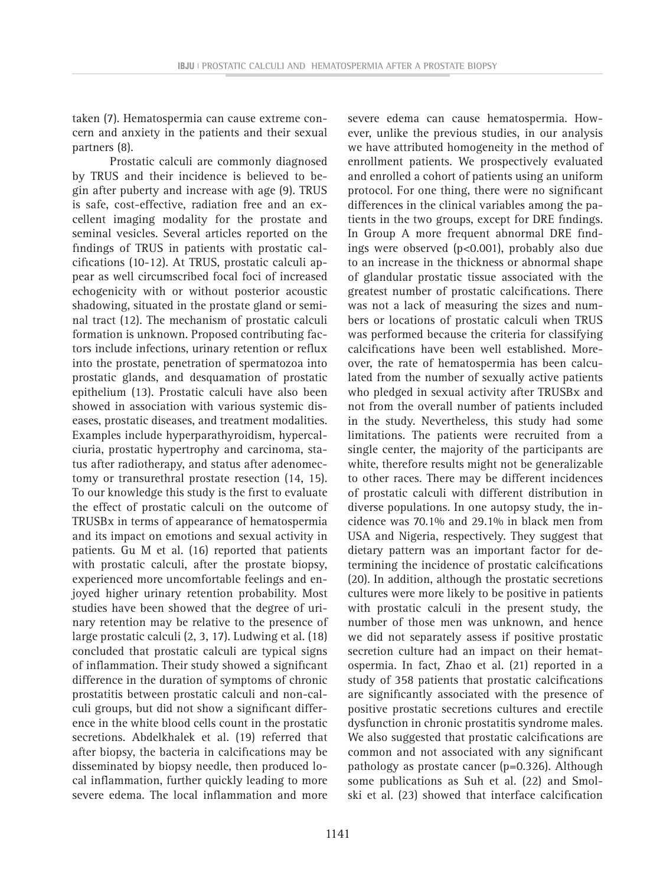taken (7). Hematospermia can cause extreme concern and anxiety in the patients and their sexual partners (8).

Prostatic calculi are commonly diagnosed by TRUS and their incidence is believed to begin after puberty and increase with age (9). TRUS is safe, cost-effective, radiation free and an excellent imaging modality for the prostate and seminal vesicles. Several articles reported on the findings of TRUS in patients with prostatic calcifications (10-12). At TRUS, prostatic calculi appear as well circumscribed focal foci of increased echogenicity with or without posterior acoustic shadowing, situated in the prostate gland or seminal tract (12). The mechanism of prostatic calculi formation is unknown. Proposed contributing factors include infections, urinary retention or reflux into the prostate, penetration of spermatozoa into prostatic glands, and desquamation of prostatic epithelium (13). Prostatic calculi have also been showed in association with various systemic diseases, prostatic diseases, and treatment modalities. Examples include hyperparathyroidism, hypercalciuria, prostatic hypertrophy and carcinoma, status after radiotherapy, and status after adenomectomy or transurethral prostate resection (14, 15). To our knowledge this study is the first to evaluate the effect of prostatic calculi on the outcome of TRUSBx in terms of appearance of hematospermia and its impact on emotions and sexual activity in patients. Gu M et al. (16) reported that patients with prostatic calculi, after the prostate biopsy, experienced more uncomfortable feelings and enjoyed higher urinary retention probability. Most studies have been showed that the degree of urinary retention may be relative to the presence of large prostatic calculi (2, 3, 17). Ludwing et al. (18) concluded that prostatic calculi are typical signs of inflammation. Their study showed a significant difference in the duration of symptoms of chronic prostatitis between prostatic calculi and non-calculi groups, but did not show a significant difference in the white blood cells count in the prostatic secretions. Abdelkhalek et al. (19) referred that after biopsy, the bacteria in calcifications may be disseminated by biopsy needle, then produced local inflammation, further quickly leading to more severe edema. The local inflammation and more severe edema can cause hematospermia. However, unlike the previous studies, in our analysis we have attributed homogeneity in the method of enrollment patients. We prospectively evaluated and enrolled a cohort of patients using an uniform protocol. For one thing, there were no significant differences in the clinical variables among the patients in the two groups, except for DRE findings. In Group A more frequent abnormal DRE findings were observed ($p<0.001$), probably also due to an increase in the thickness or abnormal shape of glandular prostatic tissue associated with the greatest number of prostatic calcifications. There was not a lack of measuring the sizes and numbers or locations of prostatic calculi when TRUS was performed because the criteria for classifying calcifications have been well established. Moreover, the rate of hematospermia has been calculated from the number of sexually active patients who pledged in sexual activity after TRUSBx and not from the overall number of patients included in the study. Nevertheless, this study had some limitations. The patients were recruited from a single center, the majority of the participants are white, therefore results might not be generalizable to other races. There may be different incidences of prostatic calculi with different distribution in diverse populations. In one autopsy study, the incidence was 70.1% and 29.1% in black men from USA and Nigeria, respectively. They suggest that dietary pattern was an important factor for determining the incidence of prostatic calcifications (20). In addition, although the prostatic secretions cultures were more likely to be positive in patients with prostatic calculi in the present study, the number of those men was unknown, and hence we did not separately assess if positive prostatic secretion culture had an impact on their hematospermia. In fact, Zhao et al. (21) reported in a study of 358 patients that prostatic calcifications are significantly associated with the presence of positive prostatic secretions cultures and erectile dysfunction in chronic prostatitis syndrome males. We also suggested that prostatic calcifications are common and not associated with any significant pathology as prostate cancer ($p=0.326$). Although some publications as Suh et al. (22) and Smolski et al. (23) showed that interface calcification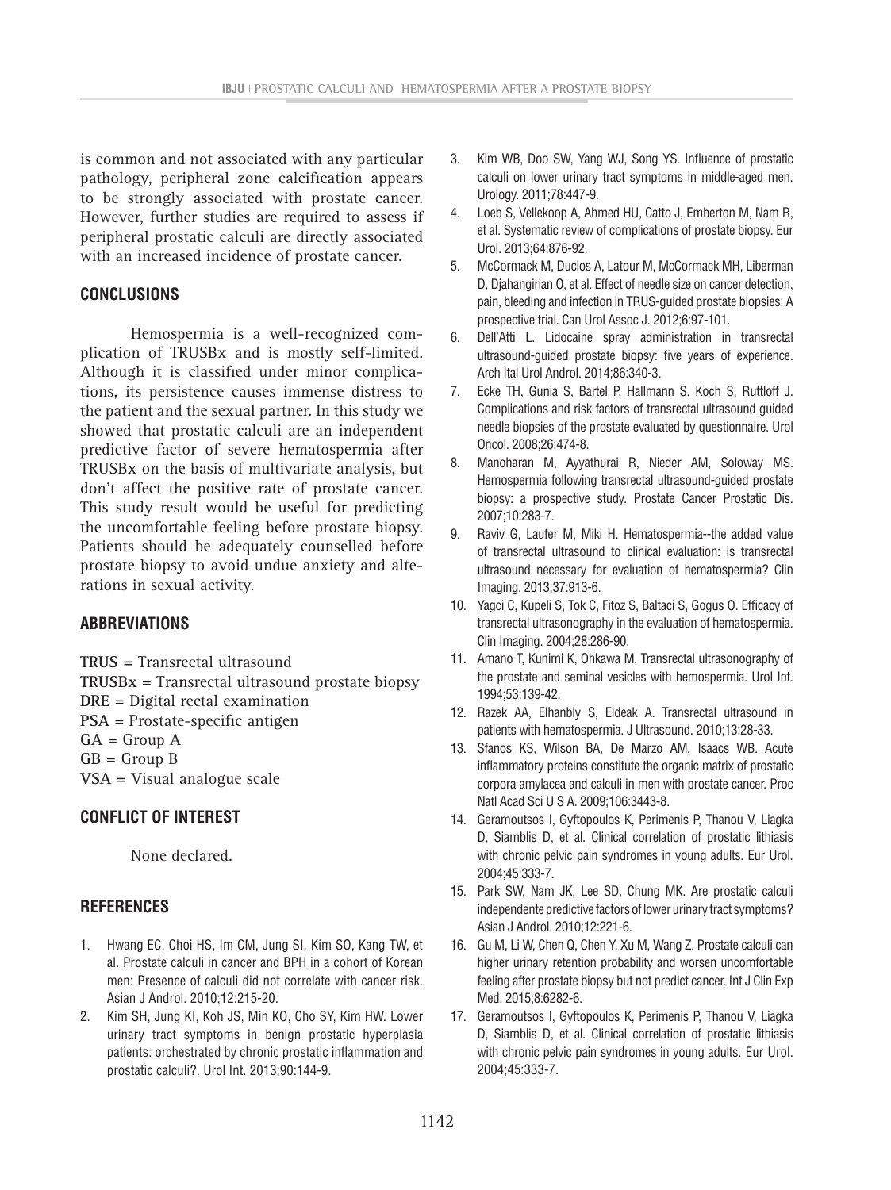is common and not associated with any particular pathology, peripheral zone calcification appears to be strongly associated with prostate cancer. However, further studies are required to assess if peripheral prostatic calculi are directly associated with an increased incidence of prostate cancer.

## CONCLUSIONS

Hemospermia is a well-recognized complication of TRUSBx and is mostly self-limited. Although it is classified under minor complications, its persistence causes immense distress to the patient and the sexual partner. In this study we showed that prostatic calculi are an independent predictive factor of severe hematospermia after TRUSBx on the basis of multivariate analysis, but don't affect the positive rate of prostate cancer. This study result would be useful for predicting the uncomfortable feeling before prostate biopsy. Patients should be adequately counselled before prostate biopsy to avoid undue anxiety and alterations in sexual activity.

## ABBREVIATIONS

**TRUS** = Transrectal ultrasound
**TRUSBx** = Transrectal ultrasound prostate biopsy
**DRE** = Digital rectal examination
**PSA** = Prostate-specific antigen
**GA** = Group A
**GB** = Group B
**VSA** = Visual analogue scale

## CONFLICT OF INTEREST

None declared.

## REFERENCES

1. Hwang EC, Choi HS, Im CM, Jung SI, Kim SO, Kang TW, et al. Prostate calculi in cancer and BPH in a cohort of Korean men: Presence of calculi did not correlate with cancer risk. Asian J Androl. 2010;12:215-20.
2. Kim SH, Jung KI, Koh JS, Min KO, Cho SY, Kim HW. Lower urinary tract symptoms in benign prostatic hyperplasia patients: orchestrated by chronic prostatic inflammation and prostatic calculi?. Urol Int. 2013;90:144-9.
3. Kim WB, Doo SW, Yang WJ, Song YS. Influence of prostatic calculi on lower urinary tract symptoms in middle-aged men. Urology. 2011;78:447-9.
4. Loeb S, Vellekoop A, Ahmed HU, Catto J, Emberton M, Nam R, et al. Systematic review of complications of prostate biopsy. Eur Urol. 2013;64:876-92.
5. McCormack M, Duclos A, Latour M, McCormack MH, Liberman D, Djahangirian O, et al. Effect of needle size on cancer detection, pain, bleeding and infection in TRUS-guided prostate biopsies: A prospective trial. Can Urol Assoc J. 2012;6:97-101.
6. Dell'Atti L. Lidocaine spray administration in transrectal ultrasound-guided prostate biopsy: five years of experience. Arch Ital Urol Androl. 2014;86:340-3.
7. Ecke TH, Gunia S, Bartel P, Hallmann S, Koch S, Ruttloff J. Complications and risk factors of transrectal ultrasound guided needle biopsies of the prostate evaluated by questionnaire. Urol Oncol. 2008;26:474-8.
8. Manoharan M, Ayyathurai R, Nieder AM, Soloway MS. Hemospermia following transrectal ultrasound-guided prostate biopsy: a prospective study. Prostate Cancer Prostatic Dis. 2007;10:283-7.
9. Raviv G, Laufer M, Miki H. Hematospermia--the added value of transrectal ultrasound to clinical evaluation: is transrectal ultrasound necessary for evaluation of hematospermia? Clin Imaging. 2013;37:913-6.
10. Yagci C, Kupeli S, Tok C, Fitoz S, Baltaci S, Gogus O. Efficacy of transrectal ultrasonography in the evaluation of hematospermia. Clin Imaging. 2004;28:286-90.
11. Amano T, Kunimi K, Ohkawa M. Transrectal ultrasonography of the prostate and seminal vesicles with hemospermia. Urol Int. 1994;53:139-42.
12. Razek AA, Elhanbly S, Eldeak A. Transrectal ultrasound in patients with hematospermia. J Ultrasound. 2010;13:28-33.
13. Sfanos KS, Wilson BA, De Marzo AM, Isaacs WB. Acute inflammatory proteins constitute the organic matrix of prostatic corpora amylacea and calculi in men with prostate cancer. Proc Natl Acad Sci U S A. 2009;106:3443-8.
14. Geramoutsos I, Gyftopoulos K, Perimenis P, Thanou V, Liagka D, Siamblis D, et al. Clinical correlation of prostatic lithiasis with chronic pelvic pain syndromes in young adults. Eur Urol. 2004;45:333-7.
15. Park SW, Nam JK, Lee SD, Chung MK. Are prostatic calculi independente predictive factors of lower urinary tract symptoms? Asian J Androl. 2010;12:221-6.
16. Gu M, Li W, Chen Q, Chen Y, Xu M, Wang Z. Prostate calculi can higher urinary retention probability and worsen uncomfortable feeling after prostate biopsy but not predict cancer. Int J Clin Exp Med. 2015;8:6282-6.
17. Geramoutsos I, Gyftopoulos K, Perimenis P, Thanou V, Liagka D, Siamblis D, et al. Clinical correlation of prostatic lithiasis with chronic pelvic pain syndromes in young adults. Eur Urol. 2004;45:333-7.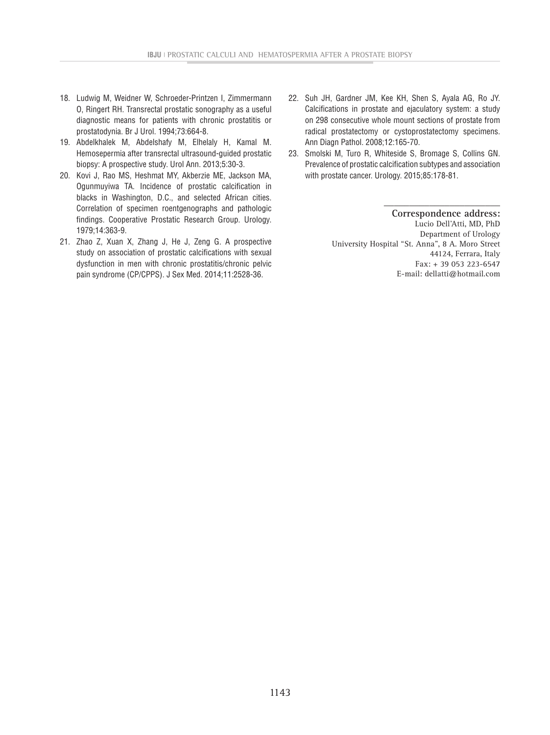18. Ludwig M, Weidner W, Schroeder-Printzen I, Zimmermann O, Ringert RH. Transrectal prostatic sonography as a useful diagnostic means for patients with chronic prostatitis or prostatodynia. Br J Urol. 1994;73:664-8.
19. Abdelkhalek M, Abdelshafy M, Elhelaly H, Kamal M. Hemosepermia after transrectal ultrasound-guided prostatic biopsy: A prospective study. Urol Ann. 2013;5:30-3.
20. Kovi J, Rao MS, Heshmat MY, Akberzie ME, Jackson MA, Ogunmuyiwa TA. Incidence of prostatic calcification in blacks in Washington, D.C., and selected African cities. Correlation of specimen roentgenographs and pathologic findings. Cooperative Prostatic Research Group. Urology. 1979;14:363-9.
21. Zhao Z, Xuan X, Zhang J, He J, Zeng G. A prospective study on association of prostatic calcifications with sexual dysfunction in men with chronic prostatitis/chronic pelvic pain syndrome (CP/CPPS). J Sex Med. 2014;11:2528-36.
22. Suh JH, Gardner JM, Kee KH, Shen S, Ayala AG, Ro JY. Calcifications in prostate and ejaculatory system: a study on 298 consecutive whole mount sections of prostate from radical prostatectomy or cystoprostatectomy specimens. Ann Diagn Pathol. 2008;12:165-70.
23. Smolski M, Turo R, Whiteside S, Bromage S, Collins GN. Prevalence of prostatic calcification subtypes and association with prostate cancer. Urology. 2015;85:178-81.

**Correspondence address:**
Lucio Dell'Atti, MD, PhD
Department of Urology
University Hospital "St. Anna", 8 A. Moro Street
44124, Ferrara, Italy
Fax: + 39 053 223-6547
E-mail: dellatti@hotmail.com